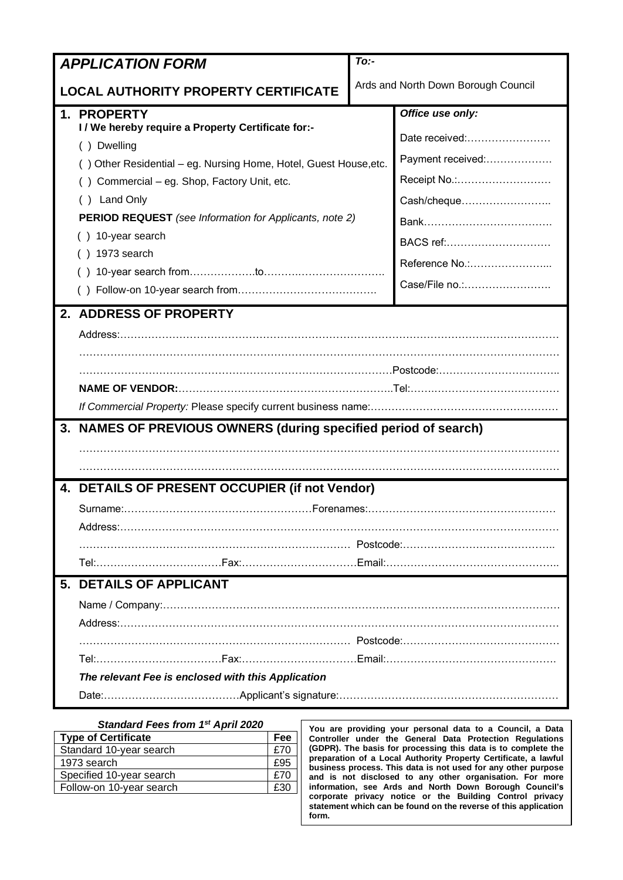# APPLICATION FORM

## LOCAL AUTHORITY PROPERTY CERTIFICATE

***To:-***

Ards and North Down Borough Council

## 1. PROPERTY

**I / We hereby require a Property Certificate for:-**

( ) Dwelling

( ) Other Residential – eg. Nursing Home, Hotel, Guest House,etc.

( ) Commercial – eg. Shop, Factory Unit, etc.

( ) Land Only

**PERIOD REQUEST** *(see Information for Applicants, note 2)*

( ) 10-year search

( ) 1973 search

( ) 10-year search from……………….to…………………………….

( ) Follow-on 10-year search from………………………………….

***Office use only:***

Date received:……………………

Payment received:……………….

Receipt No.:………………………

Cash/cheque……………………..

Bank……………………………….

BACS ref:…………………………

Reference No.:…………………...

Case/File no.:…………………….

## 2. ADDRESS OF PROPERTY

Address:……………………………………………………………………………………………………………

……………………………………………………………………………………………………………………

……………………………………………………………………………Postcode:……………………………..

**NAME OF VENDOR:**……………………………………………………..Tel:……………………………………

*If Commercial Property:* Please specify current business name:………………………………………………

## 3. NAMES OF PREVIOUS OWNERS (during specified period of search)

……………………………………………………………………………………………………………………

……………………………………………………………………………………………………………………

## 4. DETAILS OF PRESENT OCCUPIER (if not Vendor)

Surname:………………………………………………Forenames:………………………………………………

Address:……………………………………………………………………………………………………………

……………………………………………………………………… Postcode:……………………………………..

Tel:………………………………Fax:……………………………Email:…………………………………………..

## 5. DETAILS OF APPLICANT

Name / Company:…………………………………………………………………………………………………

Address:……………………………………………………………………………………………………………

……………………………………………………………………… Postcode:………………………………………

Tel:………………………………Fax:……………………………Email:…………………………………………

***The relevant Fee is enclosed with this Application***

Date:…………………………………Applicant's signature:………………………………………………………

***Standard Fees from 1st April 2020***

| Type of Certificate | Fee |
|---|---|
| Standard 10-year search | £70 |
| 1973 search | £95 |
| Specified 10-year search | £70 |
| Follow-on 10-year search | £30 |

**You are providing your personal data to a Council, a Data Controller under the General Data Protection Regulations (GDPR). The basis for processing this data is to complete the preparation of a Local Authority Property Certificate, a lawful business process. This data is not used for any other purpose and is not disclosed to any other organisation. For more information, see Ards and North Down Borough Council's corporate privacy notice or the Building Control privacy statement which can be found on the reverse of this application form.**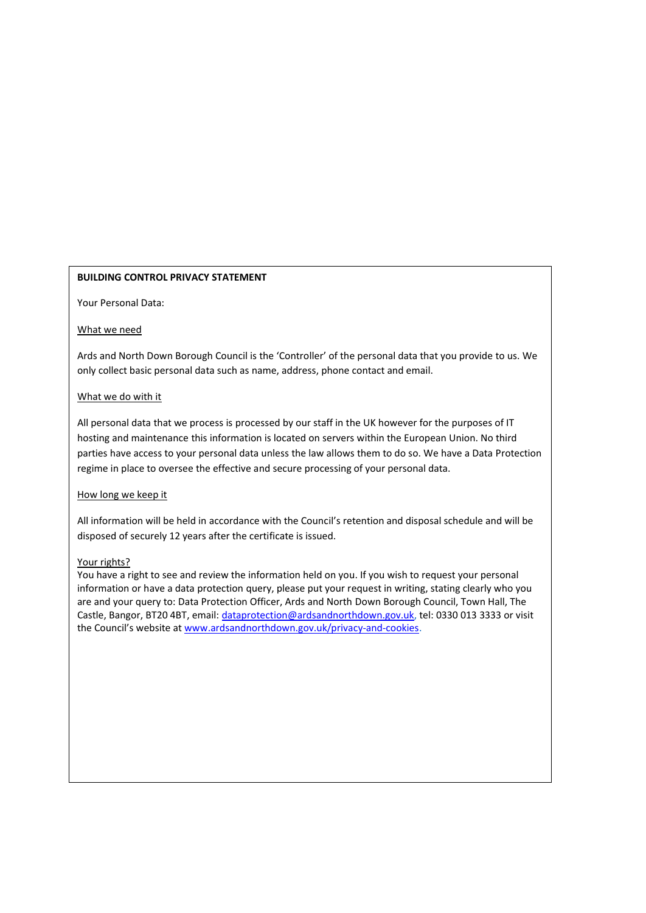**BUILDING CONTROL PRIVACY STATEMENT**

Your Personal Data:

What we need

Ards and North Down Borough Council is the 'Controller' of the personal data that you provide to us. We only collect basic personal data such as name, address, phone contact and email.

What we do with it

All personal data that we process is processed by our staff in the UK however for the purposes of IT hosting and maintenance this information is located on servers within the European Union. No third parties have access to your personal data unless the law allows them to do so. We have a Data Protection regime in place to oversee the effective and secure processing of your personal data.

How long we keep it

All information will be held in accordance with the Council's retention and disposal schedule and will be disposed of securely 12 years after the certificate is issued.

Your rights?

You have a right to see and review the information held on you. If you wish to request your personal information or have a data protection query, please put your request in writing, stating clearly who you are and your query to: Data Protection Officer, Ards and North Down Borough Council, Town Hall, The Castle, Bangor, BT20 4BT, email: dataprotection@ardsandnorthdown.gov.uk, tel: 0330 013 3333 or visit the Council's website at www.ardsandnorthdown.gov.uk/privacy-and-cookies.